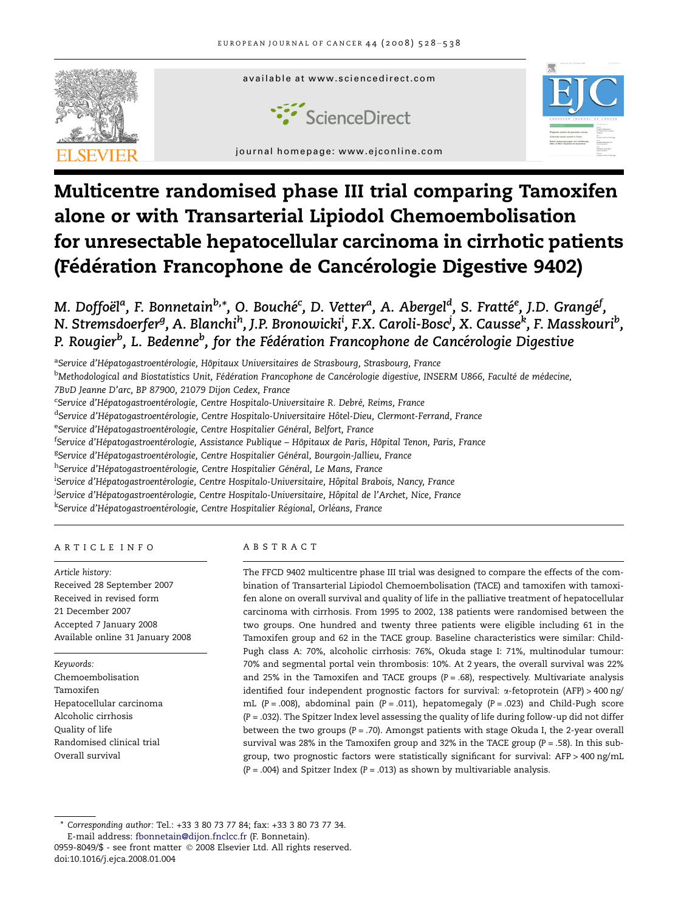# Multicentre randomised phase III trial comparing Tamoxifen alone or with Transarterial Lipiodol Chemoembolisation for unresectable hepatocellular carcinoma in cirrhotic patients (Fédération Francophone de Cancérologie Digestive 9402)

*M. Doffoël[a], F. Bonnetain[b,*], O. Bouché[c], D. Vetter[a], A. Abergel[d], S. Fratté[e], J.D. Grangé[f], N. Stremsdoerfer[g], A. Blanchi[h], J.P. Bronowicki[i], F.X. Caroli-Bosc[j], X. Causse[k], F. Masskouri[b], P. Rougier[b], L. Bedenne[b], for the Fédération Francophone de Cancérologie Digestive*

[a]Service d'Hépatogastroentérologie, Hôpitaux Universitaires de Strasbourg, Strasbourg, France
[b]Methodological and Biostatistics Unit, Fédération Francophone de Cancérologie digestive, INSERM U866, Faculté de médecine, 7BvD Jeanne D'arc, BP 87900, 21079 Dijon Cedex, France
[c]Service d'Hépatogastroentérologie, Centre Hospitalo-Universitaire R. Debré, Reims, France
[d]Service d'Hépatogastroentérologie, Centre Hospitalo-Universitaire Hôtel-Dieu, Clermont-Ferrand, France
[e]Service d'Hépatogastroentérologie, Centre Hospitalier Général, Belfort, France
[f]Service d'Hépatogastroentérologie, Assistance Publique – Hôpitaux de Paris, Hôpital Tenon, Paris, France
[g]Service d'Hépatogastroentérologie, Centre Hospitalier Général, Bourgoin-Jallieu, France
[h]Service d'Hépatogastroentérologie, Centre Hospitalier Général, Le Mans, France
[i]Service d'Hépatogastroentérologie, Centre Hospitalo-Universitaire, Hôpital Brabois, Nancy, France
[j]Service d'Hépatogastroentérologie, Centre Hospitalo-Universitaire, Hôpital de l'Archet, Nice, France
[k]Service d'Hépatogastroentérologie, Centre Hospitalier Régional, Orléans, France

## ARTICLE INFO

*Article history:*
Received 28 September 2007
Received in revised form 21 December 2007
Accepted 7 January 2008
Available online 31 January 2008

*Keywords:*
Chemoembolisation
Tamoxifen
Hepatocellular carcinoma
Alcoholic cirrhosis
Quality of life
Randomised clinical trial
Overall survival

## ABSTRACT

The FFCD 9402 multicentre phase III trial was designed to compare the effects of the combination of Transarterial Lipiodol Chemoembolisation (TACE) and tamoxifen with tamoxifen alone on overall survival and quality of life in the palliative treatment of hepatocellular carcinoma with cirrhosis. From 1995 to 2002, 138 patients were randomised between the two groups. One hundred and twenty three patients were eligible including 61 in the Tamoxifen group and 62 in the TACE group. Baseline characteristics were similar: Child-Pugh class A: 70%, alcoholic cirrhosis: 76%, Okuda stage I: 71%, multinodular tumour: 70% and segmental portal vein thrombosis: 10%. At 2 years, the overall survival was 22% and 25% in the Tamoxifen and TACE groups ($P = .68$), respectively. Multivariate analysis identified four independent prognostic factors for survival: α-fetoprotein (AFP) > 400 ng/mL ($P = .008$), abdominal pain ($P = .011$), hepatomegaly ($P = .023$) and Child-Pugh score ($P = .032$). The Spitzer Index level assessing the quality of life during follow-up did not differ between the two groups ($P = .70$). Amongst patients with stage Okuda I, the 2-year overall survival was 28% in the Tamoxifen group and 32% in the TACE group ($P = .58$). In this subgroup, two prognostic factors were statistically significant for survival: AFP > 400 ng/mL ($P = .004$) and Spitzer Index ($P = .013$) as shown by multivariable analysis.

\* *Corresponding author:* Tel.: +33 3 80 73 77 84; fax: +33 3 80 73 77 34.
E-mail address: fbonnetain@dijon.fnclcc.fr (F. Bonnetain).
0959-8049/$ - see front matter © 2008 Elsevier Ltd. All rights reserved.
doi:10.1016/j.ejca.2008.01.004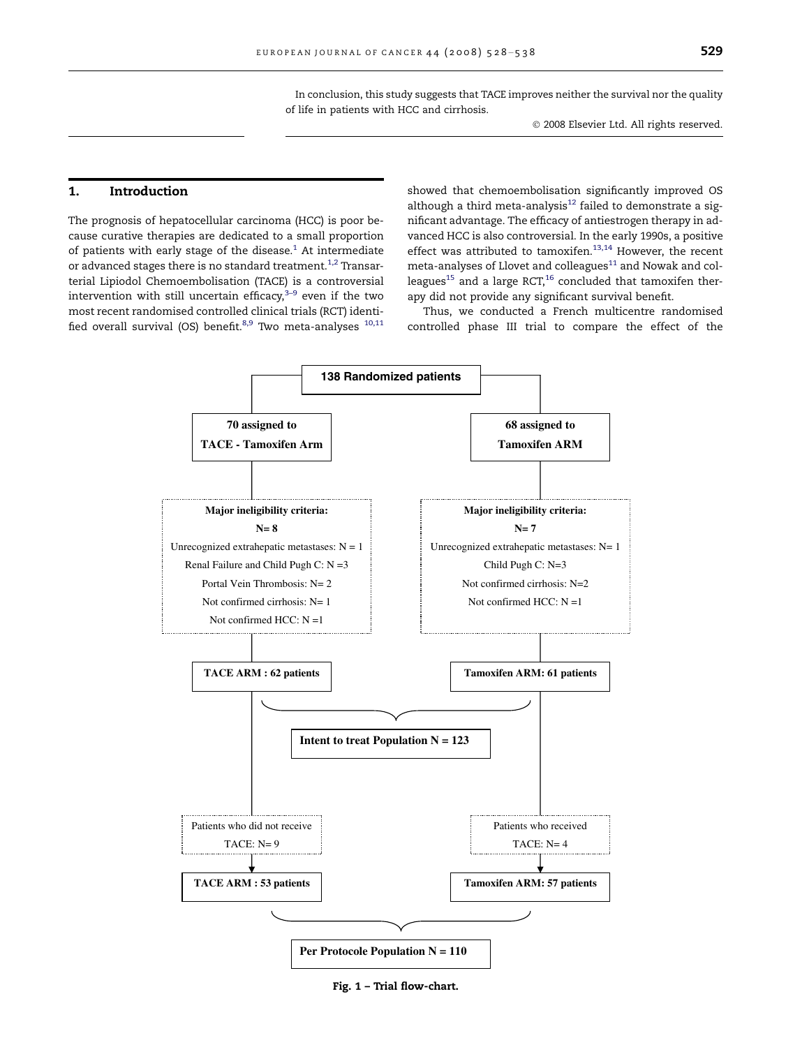In conclusion, this study suggests that TACE improves neither the survival nor the quality of life in patients with HCC and cirrhosis.

© 2008 Elsevier Ltd. All rights reserved.

## 1. Introduction

The prognosis of hepatocellular carcinoma (HCC) is poor because curative therapies are dedicated to a small proportion of patients with early stage of the disease.[1] At intermediate or advanced stages there is no standard treatment.[1,2] Transarterial Lipiodol Chemoembolisation (TACE) is a controversial intervention with still uncertain efficacy,[3–9] even if the two most recent randomised controlled clinical trials (RCT) identified overall survival (OS) benefit.[8,9] Two meta-analyses [10,11] showed that chemoembolisation significantly improved OS although a third meta-analysis[12] failed to demonstrate a significant advantage. The efficacy of antiestrogen therapy in advanced HCC is also controversial. In the early 1990s, a positive effect was attributed to tamoxifen.[13,14] However, the recent meta-analyses of Llovet and colleagues[11] and Nowak and colleagues[15] and a large RCT,[16] concluded that tamoxifen therapy did not provide any significant survival benefit.

Thus, we conducted a French multicentre randomised controlled phase III trial to compare the effect of the

**138 Randomized patients**

| 70 assigned to TACE - Tamoxifen Arm | 68 assigned to Tamoxifen ARM |
|---|---|
| Major ineligibility criteria: N= 8 | Major ineligibility criteria: N= 7 |
| Unrecognized extrahepatic metastases: N = 1 | Unrecognized extrahepatic metastases: N= 1 |
| Renal Failure and Child Pugh C: N =3 | Child Pugh C: N=3 |
| Portal Vein Thrombosis: N= 2 | Not confirmed cirrhosis: N=2 |
| Not confirmed cirrhosis: N= 1 | Not confirmed HCC: N =1 |
| Not confirmed HCC: N =1 | |
| TACE ARM : 62 patients | Tamoxifen ARM: 61 patients |

**Intent to treat Population N = 123**

| | |
|---|---|
| Patients who did not receive TACE: N= 9 | Patients who received TACE: N= 4 |
| TACE ARM : 53 patients | Tamoxifen ARM: 57 patients |

**Per Protocole Population N = 110**

**Fig. 1 – Trial flow-chart.**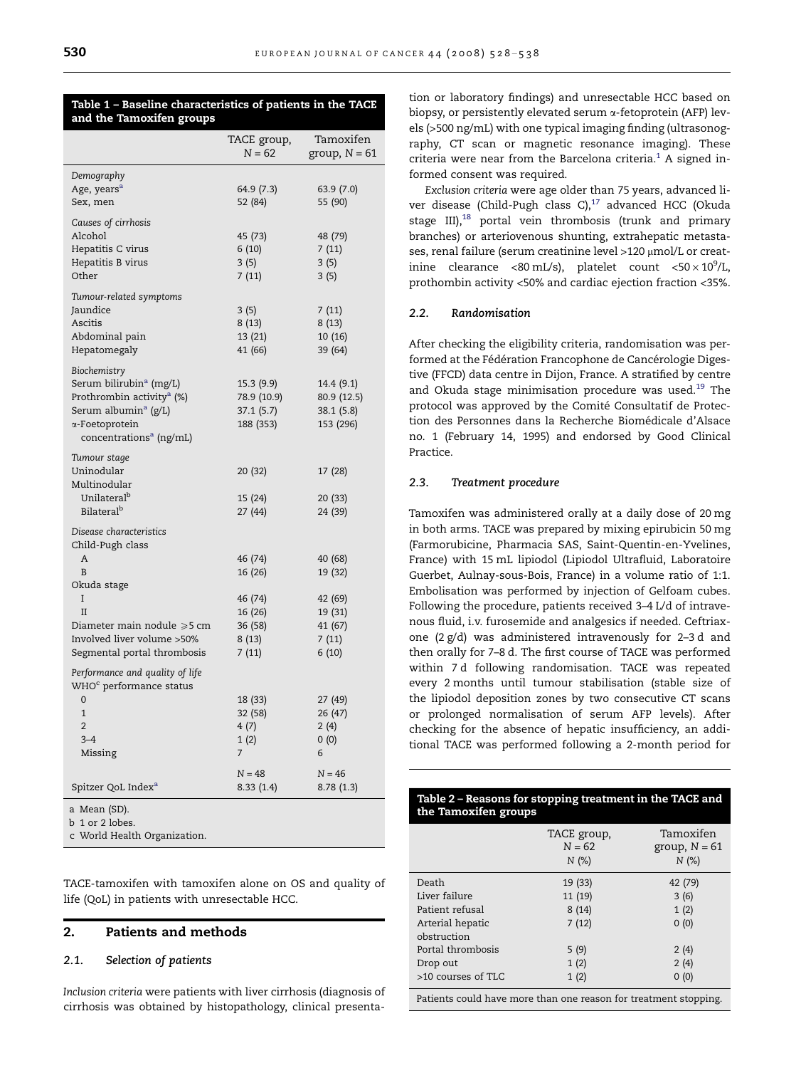**Table 1 – Baseline characteristics of patients in the TACE and the Tamoxifen groups**

| | TACE group, N = 62 | Tamoxifen group, N = 61 |
|---|---|---|
| *Demography* | | |
| Age, years[a] | 64.9 (7.3) | 63.9 (7.0) |
| Sex, men | 52 (84) | 55 (90) |
| *Causes of cirrhosis* | | |
| Alcohol | 45 (73) | 48 (79) |
| Hepatitis C virus | 6 (10) | 7 (11) |
| Hepatitis B virus | 3 (5) | 3 (5) |
| Other | 7 (11) | 3 (5) |
| *Tumour-related symptoms* | | |
| Jaundice | 3 (5) | 7 (11) |
| Ascitis | 8 (13) | 8 (13) |
| Abdominal pain | 13 (21) | 10 (16) |
| Hepatomegaly | 41 (66) | 39 (64) |
| *Biochemistry* | | |
| Serum bilirubin[a] (mg/L) | 15.3 (9.9) | 14.4 (9.1) |
| Prothrombin activity[a] (%) | 78.9 (10.9) | 80.9 (12.5) |
| Serum albumin[a] (g/L) | 37.1 (5.7) | 38.1 (5.8) |
| α-Foetoprotein concentrations[a] (ng/mL) | 188 (353) | 153 (296) |
| *Tumour stage* | | |
| Uninodular | 20 (32) | 17 (28) |
| Multinodular | | |
| Unilateral[b] | 15 (24) | 20 (33) |
| Bilateral[b] | 27 (44) | 24 (39) |
| *Disease characteristics* | | |
| Child-Pugh class | | |
| A | 46 (74) | 40 (68) |
| B | 16 (26) | 19 (32) |
| Okuda stage | | |
| I | 46 (74) | 42 (69) |
| II | 16 (26) | 19 (31) |
| Diameter main nodule ⩾5 cm | 36 (58) | 41 (67) |
| Involved liver volume >50% | 8 (13) | 7 (11) |
| Segmental portal thrombosis | 7 (11) | 6 (10) |
| *Performance and quality of life* | | |
| WHO[c] performance status | | |
| 0 | 18 (33) | 27 (49) |
| 1 | 32 (58) | 26 (47) |
| 2 | 4 (7) | 2 (4) |
| 3–4 | 1 (2) | 0 (0) |
| Missing | 7 | 6 |
| | N = 48 | N = 46 |
| Spitzer QoL Index[a] | 8.33 (1.4) | 8.78 (1.3) |

a Mean (SD).
b 1 or 2 lobes.
c World Health Organization.

TACE-tamoxifen with tamoxifen alone on OS and quality of life (QoL) in patients with unresectable HCC.

## 2. Patients and methods

### 2.1. Selection of patients

*Inclusion criteria* were patients with liver cirrhosis (diagnosis of cirrhosis was obtained by histopathology, clinical presentation or laboratory findings) and unresectable HCC based on biopsy, or persistently elevated serum α-fetoprotein (AFP) levels (>500 ng/mL) with one typical imaging finding (ultrasonography, CT scan or magnetic resonance imaging). These criteria were near from the Barcelona criteria.[1] A signed informed consent was required.

*Exclusion criteria* were age older than 75 years, advanced liver disease (Child-Pugh class C),[17] advanced HCC (Okuda stage III),[18] portal vein thrombosis (trunk and primary branches) or arteriovenous shunting, extrahepatic metastases, renal failure (serum creatinine level >120 μmol/L or creatinine clearance <80 mL/s), platelet count $<50 \times 10^9$/L, prothombin activity <50% and cardiac ejection fraction <35%.

### 2.2. Randomisation

After checking the eligibility criteria, randomisation was performed at the Fédération Francophone de Cancérologie Digestive (FFCD) data centre in Dijon, France. A stratified by centre and Okuda stage minimisation procedure was used.[19] The protocol was approved by the Comité Consultatif de Protection des Personnes dans la Recherche Biomédicale d'Alsace no. 1 (February 14, 1995) and endorsed by Good Clinical Practice.

### 2.3. Treatment procedure

Tamoxifen was administered orally at a daily dose of 20 mg in both arms. TACE was prepared by mixing epirubicin 50 mg (Farmorubicine, Pharmacia SAS, Saint-Quentin-en-Yvelines, France) with 15 mL lipiodol (Lipiodol Ultrafluid, Laboratoire Guerbet, Aulnay-sous-Bois, France) in a volume ratio of 1:1. Embolisation was performed by injection of Gelfoam cubes. Following the procedure, patients received 3–4 L/d of intravenous fluid, i.v. furosemide and analgesics if needed. Ceftriaxone (2 g/d) was administered intravenously for 2–3 d and then orally for 7–8 d. The first course of TACE was performed within 7 d following randomisation. TACE was repeated every 2 months until tumour stabilisation (stable size of the lipiodol deposition zones by two consecutive CT scans or prolonged normalisation of serum AFP levels). After checking for the absence of hepatic insufficiency, an additional TACE was performed following a 2-month period for

**Table 2 – Reasons for stopping treatment in the TACE and the Tamoxifen groups**

| | TACE group, N = 62 N (%) | Tamoxifen group, N = 61 N (%) |
|---|---|---|
| Death | 19 (33) | 42 (79) |
| Liver failure | 11 (19) | 3 (6) |
| Patient refusal | 8 (14) | 1 (2) |
| Arterial hepatic obstruction | 7 (12) | 0 (0) |
| Portal thrombosis | 5 (9) | 2 (4) |
| Drop out | 1 (2) | 2 (4) |
| >10 courses of TLC | 1 (2) | 0 (0) |

Patients could have more than one reason for treatment stopping.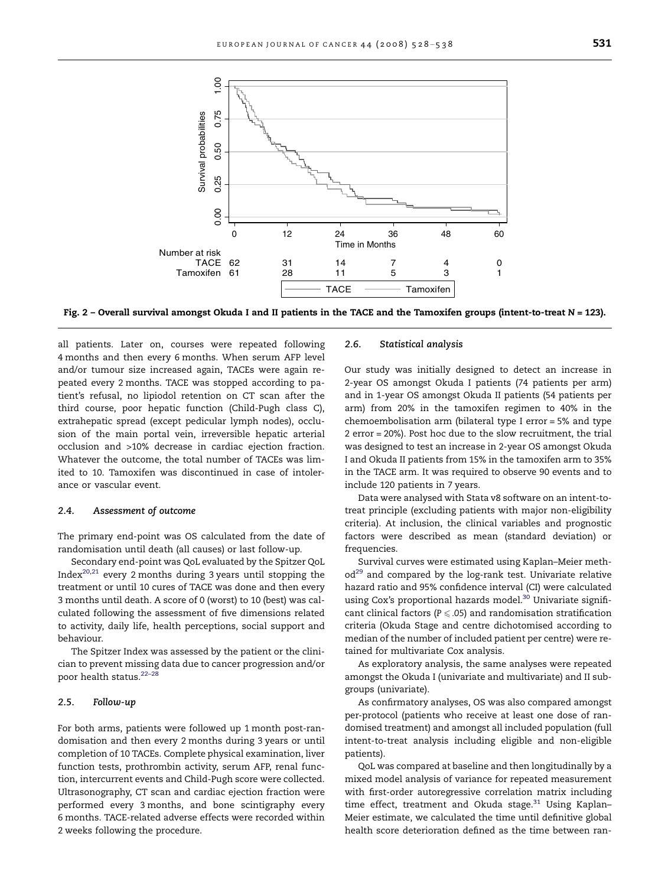Number at risk

| | 0 | 12 | 24 | 36 | 48 | 60 |
|---|---|---|---|---|---|---|
| TACE | 62 | 31 | 14 | 7 | 4 | 0 |
| Tamoxifen | 61 | 28 | 11 | 5 | 3 | 1 |

**Fig. 2 – Overall survival amongst Okuda I and II patients in the TACE and the Tamoxifen groups (intent-to-treat N = 123).**

all patients. Later on, courses were repeated following 4 months and then every 6 months. When serum AFP level and/or tumour size increased again, TACEs were again repeated every 2 months. TACE was stopped according to patient's refusal, no lipiodol retention on CT scan after the third course, poor hepatic function (Child-Pugh class C), extrahepatic spread (except pedicular lymph nodes), occlusion of the main portal vein, irreversible hepatic arterial occlusion and >10% decrease in cardiac ejection fraction. Whatever the outcome, the total number of TACEs was limited to 10. Tamoxifen was discontinued in case of intolerance or vascular event.

### 2.4. Assessment of outcome

The primary end-point was OS calculated from the date of randomisation until death (all causes) or last follow-up.

Secondary end-point was QoL evaluated by the Spitzer QoL Index[20,21] every 2 months during 3 years until stopping the treatment or until 10 cures of TACE was done and then every 3 months until death. A score of 0 (worst) to 10 (best) was calculated following the assessment of five dimensions related to activity, daily life, health perceptions, social support and behaviour.

The Spitzer Index was assessed by the patient or the clinician to prevent missing data due to cancer progression and/or poor health status.[22–28]

### 2.5. Follow-up

For both arms, patients were followed up 1 month post-randomisation and then every 2 months during 3 years or until completion of 10 TACEs. Complete physical examination, liver function tests, prothrombin activity, serum AFP, renal function, intercurrent events and Child-Pugh score were collected. Ultrasonography, CT scan and cardiac ejection fraction were performed every 3 months, and bone scintigraphy every 6 months. TACE-related adverse effects were recorded within 2 weeks following the procedure.

### 2.6. Statistical analysis

Our study was initially designed to detect an increase in 2-year OS amongst Okuda I patients (74 patients per arm) and in 1-year OS amongst Okuda II patients (54 patients per arm) from 20% in the tamoxifen regimen to 40% in the chemoembolisation arm (bilateral type I error = 5% and type 2 error = 20%). Post hoc due to the slow recruitment, the trial was designed to test an increase in 2-year OS amongst Okuda I and Okuda II patients from 15% in the tamoxifen arm to 35% in the TACE arm. It was required to observe 90 events and to include 120 patients in 7 years.

Data were analysed with Stata v8 software on an intent-to-treat principle (excluding patients with major non-eligibility criteria). At inclusion, the clinical variables and prognostic factors were described as mean (standard deviation) or frequencies.

Survival curves were estimated using Kaplan–Meier method[29] and compared by the log-rank test. Univariate relative hazard ratio and 95% confidence interval (CI) were calculated using Cox's proportional hazards model.[30] Univariate significant clinical factors ($P \leqslant .05$) and randomisation stratification criteria (Okuda Stage and centre dichotomised according to median of the number of included patient per centre) were retained for multivariate Cox analysis.

As exploratory analysis, the same analyses were repeated amongst the Okuda I (univariate and multivariate) and II subgroups (univariate).

As confirmatory analyses, OS was also compared amongst per-protocol (patients who receive at least one dose of randomised treatment) and amongst all included population (full intent-to-treat analysis including eligible and non-eligible patients).

QoL was compared at baseline and then longitudinally by a mixed model analysis of variance for repeated measurement with first-order autoregressive correlation matrix including time effect, treatment and Okuda stage.[31] Using Kaplan–Meier estimate, we calculated the time until definitive global health score deterioration defined as the time between ran-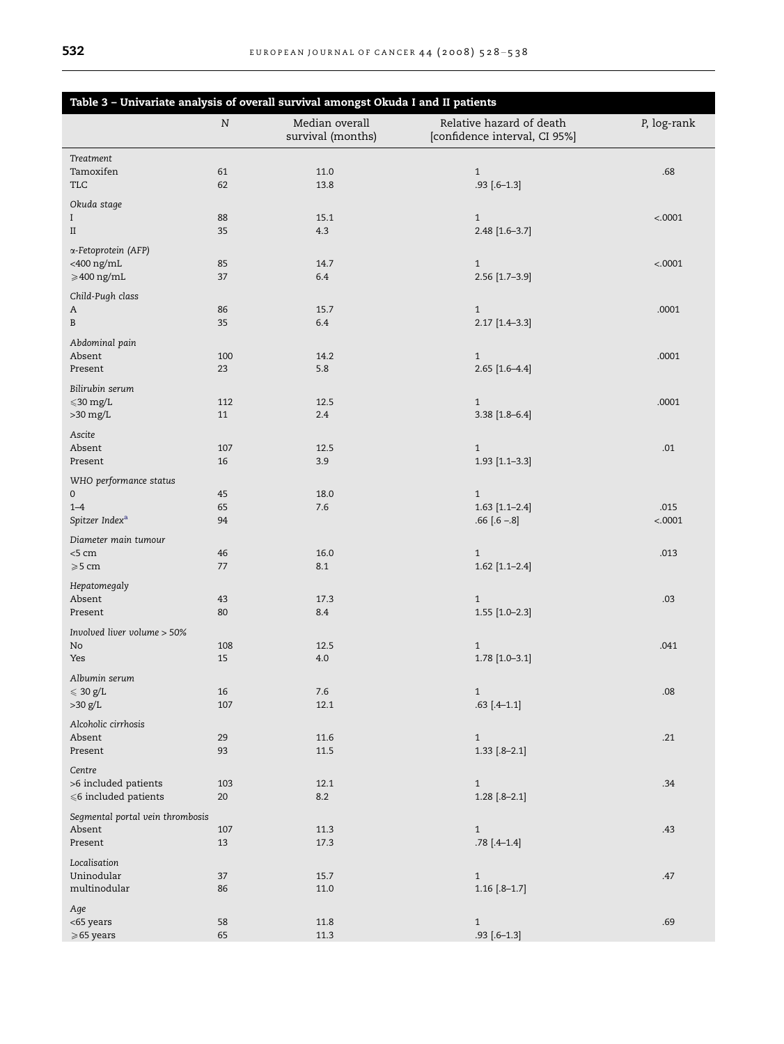**Table 3 – Univariate analysis of overall survival amongst Okuda I and II patients**

| | N | Median overall survival (months) | Relative hazard of death [confidence interval, CI 95%] | P, log-rank |
|---|---|---|---|---|
| *Treatment* | | | | |
| Tamoxifen | 61 | 11.0 | 1 | .68 |
| TLC | 62 | 13.8 | .93 [.6–1.3] | |
| *Okuda stage* | | | | |
| I | 88 | 15.1 | 1 | <.0001 |
| II | 35 | 4.3 | 2.48 [1.6–3.7] | |
| *α-Fetoprotein (AFP)* | | | | |
| <400 ng/mL | 85 | 14.7 | 1 | <.0001 |
| ⩾400 ng/mL | 37 | 6.4 | 2.56 [1.7–3.9] | |
| *Child-Pugh class* | | | | |
| A | 86 | 15.7 | 1 | .0001 |
| B | 35 | 6.4 | 2.17 [1.4–3.3] | |
| *Abdominal pain* | | | | |
| Absent | 100 | 14.2 | 1 | .0001 |
| Present | 23 | 5.8 | 2.65 [1.6–4.4] | |
| *Bilirubin serum* | | | | |
| ⩽30 mg/L | 112 | 12.5 | 1 | .0001 |
| >30 mg/L | 11 | 2.4 | 3.38 [1.8–6.4] | |
| *Ascite* | | | | |
| Absent | 107 | 12.5 | 1 | .01 |
| Present | 16 | 3.9 | 1.93 [1.1–3.3] | |
| *WHO performance status* | | | | |
| 0 | 45 | 18.0 | 1 | |
| 1–4 | 65 | 7.6 | 1.63 [1.1–2.4] | .015 |
| *Spitzer Index*[a] | 94 | | .66 [.6 –.8] | <.0001 |
| *Diameter main tumour* | | | | |
| <5 cm | 46 | 16.0 | 1 | .013 |
| ⩾5 cm | 77 | 8.1 | 1.62 [1.1–2.4] | |
| *Hepatomegaly* | | | | |
| Absent | 43 | 17.3 | 1 | .03 |
| Present | 80 | 8.4 | 1.55 [1.0–2.3] | |
| *Involved liver volume > 50%* | | | | |
| No | 108 | 12.5 | 1 | .041 |
| Yes | 15 | 4.0 | 1.78 [1.0–3.1] | |
| *Albumin serum* | | | | |
| ⩽ 30 g/L | 16 | 7.6 | 1 | .08 |
| >30 g/L | 107 | 12.1 | .63 [.4–1.1] | |
| *Alcoholic cirrhosis* | | | | |
| Absent | 29 | 11.6 | 1 | .21 |
| Present | 93 | 11.5 | 1.33 [.8–2.1] | |
| *Centre* | | | | |
| >6 included patients | 103 | 12.1 | 1 | .34 |
| ⩽6 included patients | 20 | 8.2 | 1.28 [.8–2.1] | |
| *Segmental portal vein thrombosis* | | | | |
| Absent | 107 | 11.3 | 1 | .43 |
| Present | 13 | 17.3 | .78 [.4–1.4] | |
| *Localisation* | | | | |
| Uninodular | 37 | 15.7 | 1 | .47 |
| multinodular | 86 | 11.0 | 1.16 [.8–1.7] | |
| *Age* | | | | |
| <65 years | 58 | 11.8 | 1 | .69 |
| ⩾65 years | 65 | 11.3 | .93 [.6–1.3] | |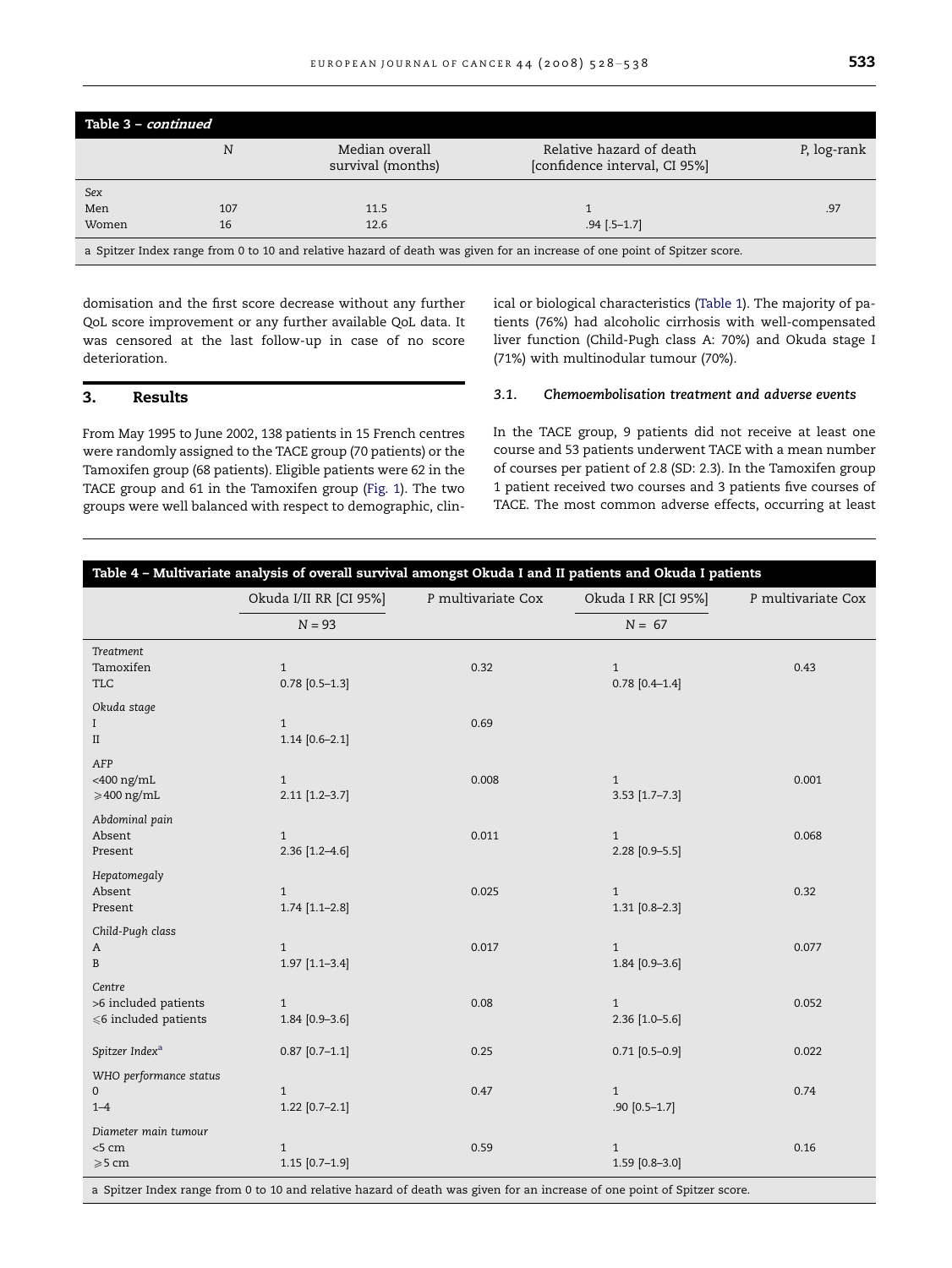**Table 3 – *continued***

| | N | Median overall survival (months) | Relative hazard of death [confidence interval, CI 95%] | P, log-rank |
|---|---|---|---|---|
| *Sex* | | | | |
| Men | 107 | 11.5 | 1 | .97 |
| Women | 16 | 12.6 | .94 [.5–1.7] | |

a Spitzer Index range from 0 to 10 and relative hazard of death was given for an increase of one point of Spitzer score.

domisation and the first score decrease without any further QoL score improvement or any further available QoL data. It was censored at the last follow-up in case of no score deterioration.

## 3. Results

From May 1995 to June 2002, 138 patients in 15 French centres were randomly assigned to the TACE group (70 patients) or the Tamoxifen group (68 patients). Eligible patients were 62 in the TACE group and 61 in the Tamoxifen group (Fig. 1). The two groups were well balanced with respect to demographic, clinical or biological characteristics (Table 1). The majority of patients (76%) had alcoholic cirrhosis with well-compensated liver function (Child-Pugh class A: 70%) and Okuda stage I (71%) with multinodular tumour (70%).

### 3.1. Chemoembolisation treatment and adverse events

In the TACE group, 9 patients did not receive at least one course and 53 patients underwent TACE with a mean number of courses per patient of 2.8 (SD: 2.3). In the Tamoxifen group 1 patient received two courses and 3 patients five courses of TACE. The most common adverse effects, occurring at least

**Table 4 – Multivariate analysis of overall survival amongst Okuda I and II patients and Okuda I patients**

| | Okuda I/II RR [CI 95%] | P multivariate Cox | Okuda I RR [CI 95%] | P multivariate Cox |
|---|---|---|---|---|
| | N = 93 | | N = 67 | |
| *Treatment* | | | | |
| Tamoxifen | 1 | 0.32 | 1 | 0.43 |
| TLC | 0.78 [0.5–1.3] | | 0.78 [0.4–1.4] | |
| *Okuda stage* | | | | |
| I | 1 | 0.69 | | |
| II | 1.14 [0.6–2.1] | | | |
| *AFP* | | | | |
| <400 ng/mL | 1 | 0.008 | 1 | 0.001 |
| ⩾400 ng/mL | 2.11 [1.2–3.7] | | 3.53 [1.7–7.3] | |
| *Abdominal pain* | | | | |
| Absent | 1 | 0.011 | 1 | 0.068 |
| Present | 2.36 [1.2–4.6] | | 2.28 [0.9–5.5] | |
| *Hepatomegaly* | | | | |
| Absent | 1 | 0.025 | 1 | 0.32 |
| Present | 1.74 [1.1–2.8] | | 1.31 [0.8–2.3] | |
| *Child-Pugh class* | | | | |
| A | 1 | 0.017 | 1 | 0.077 |
| B | 1.97 [1.1–3.4] | | 1.84 [0.9–3.6] | |
| *Centre* | | | | |
| >6 included patients | 1 | 0.08 | 1 | 0.052 |
| ⩽6 included patients | 1.84 [0.9–3.6] | | 2.36 [1.0–5.6] | |
| *Spitzer Index*[a] | 0.87 [0.7–1.1] | 0.25 | 0.71 [0.5–0.9] | 0.022 |
| *WHO performance status* | | | | |
| 0 | 1 | 0.47 | 1 | 0.74 |
| 1–4 | 1.22 [0.7–2.1] | | .90 [0.5–1.7] | |
| *Diameter main tumour* | | | | |
| <5 cm | 1 | 0.59 | 1 | 0.16 |
| ⩾5 cm | 1.15 [0.7–1.9] | | 1.59 [0.8–3.0] | |

a Spitzer Index range from 0 to 10 and relative hazard of death was given for an increase of one point of Spitzer score.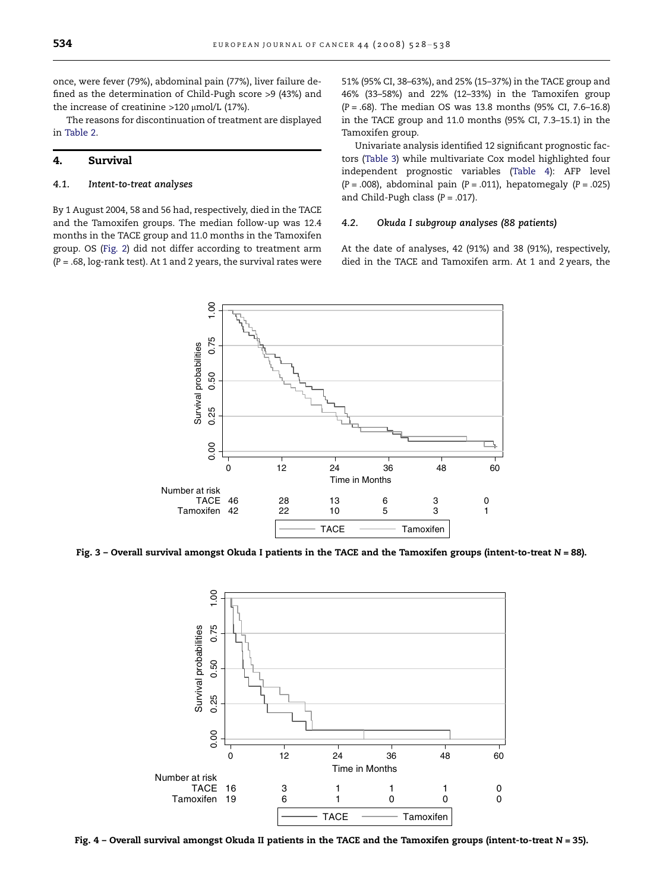once, were fever (79%), abdominal pain (77%), liver failure defined as the determination of Child-Pugh score >9 (43%) and the increase of creatinine >120 μmol/L (17%).

The reasons for discontinuation of treatment are displayed in Table 2.

## 4. Survival

### 4.1. *Intent-to-treat analyses*

By 1 August 2004, 58 and 56 had, respectively, died in the TACE and the Tamoxifen groups. The median follow-up was 12.4 months in the TACE group and 11.0 months in the Tamoxifen group. OS (Fig. 2) did not differ according to treatment arm (*P* = .68, log-rank test). At 1 and 2 years, the survival rates were 51% (95% CI, 38–63%), and 25% (15–37%) in the TACE group and 46% (33–58%) and 22% (12–33%) in the Tamoxifen group (*P* = .68). The median OS was 13.8 months (95% CI, 7.6–16.8) in the TACE group and 11.0 months (95% CI, 7.3–15.1) in the Tamoxifen group.

Univariate analysis identified 12 significant prognostic factors (Table 3) while multivariate Cox model highlighted four independent prognostic variables (Table 4): AFP level (*P* = .008), abdominal pain (*P* = .011), hepatomegaly (*P* = .025) and Child-Pugh class (*P* = .017).

### 4.2. *Okuda I subgroup analyses (88 patients)*

At the date of analyses, 42 (91%) and 38 (91%), respectively, died in the TACE and Tamoxifen arm. At 1 and 2 years, the

| Number at risk | 0 | 12 | 24 | 36 | 48 | 60 |
|---|---|---|---|---|---|---|
| TACE | 46 | 28 | 13 | 6 | 3 | 0 |
| Tamoxifen | 42 | 22 | 10 | 5 | 3 | 1 |

**Fig. 3 – Overall survival amongst Okuda I patients in the TACE and the Tamoxifen groups (intent-to-treat *N* = 88).**

| Number at risk | 0 | 12 | 24 | 36 | 48 | 60 |
|---|---|---|---|---|---|---|
| TACE | 16 | 3 | 1 | 1 | 1 | 0 |
| Tamoxifen | 19 | 6 | 1 | 0 | 0 | 0 |

**Fig. 4 – Overall survival amongst Okuda II patients in the TACE and the Tamoxifen groups (intent-to-treat *N* = 35).**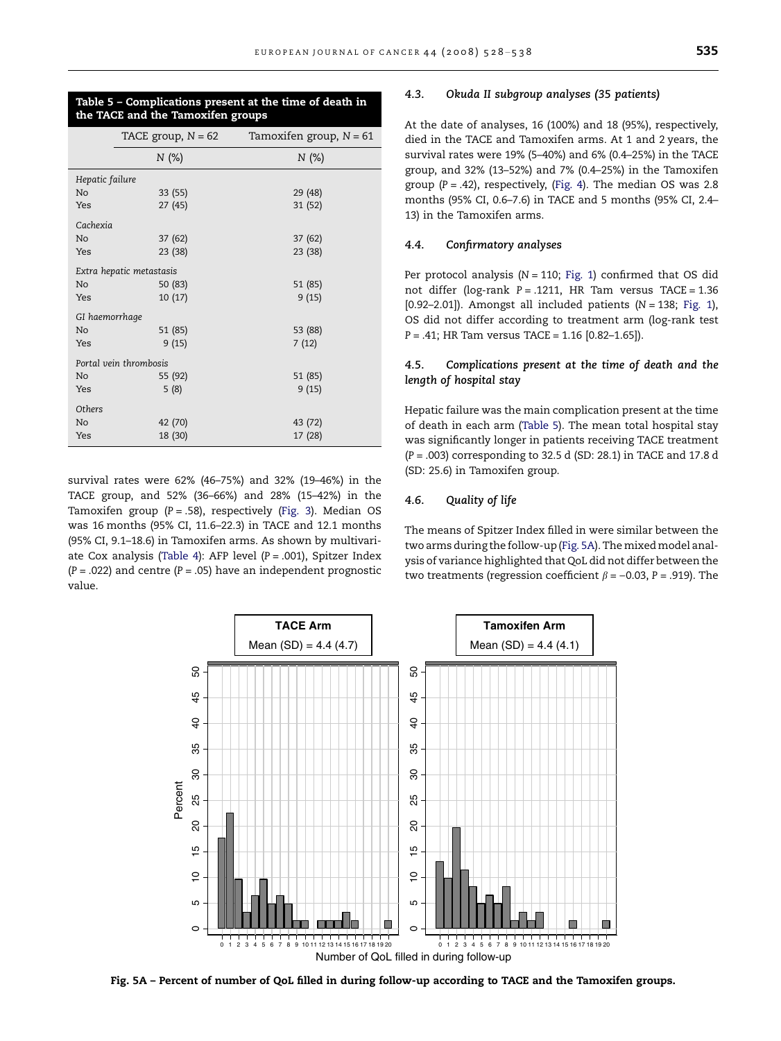**Table 5 – Complications present at the time of death in the TACE and the Tamoxifen groups**

| | TACE group, N = 62 | Tamoxifen group, N = 61 |
|---|---|---|
| | N (%) | N (%) |
| *Hepatic failure* | | |
| No | 33 (55) | 29 (48) |
| Yes | 27 (45) | 31 (52) |
| *Cachexia* | | |
| No | 37 (62) | 37 (62) |
| Yes | 23 (38) | 23 (38) |
| *Extra hepatic metastasis* | | |
| No | 50 (83) | 51 (85) |
| Yes | 10 (17) | 9 (15) |
| *GI haemorrhage* | | |
| No | 51 (85) | 53 (88) |
| Yes | 9 (15) | 7 (12) |
| *Portal vein thrombosis* | | |
| No | 55 (92) | 51 (85) |
| Yes | 5 (8) | 9 (15) |
| *Others* | | |
| No | 42 (70) | 43 (72) |
| Yes | 18 (30) | 17 (28) |

survival rates were 62% (46–75%) and 32% (19–46%) in the TACE group, and 52% (36–66%) and 28% (15–42%) in the Tamoxifen group (P = .58), respectively (Fig. 3). Median OS was 16 months (95% CI, 11.6–22.3) in TACE and 12.1 months (95% CI, 9.1–18.6) in Tamoxifen arms. As shown by multivariate Cox analysis (Table 4): AFP level (P = .001), Spitzer Index (P = .022) and centre (P = .05) have an independent prognostic value.

### 4.3. Okuda II subgroup analyses (35 patients)

At the date of analyses, 16 (100%) and 18 (95%), respectively, died in the TACE and Tamoxifen arms. At 1 and 2 years, the survival rates were 19% (5–40%) and 6% (0.4–25%) in the TACE group, and 32% (13–52%) and 7% (0.4–25%) in the Tamoxifen group (P = .42), respectively, (Fig. 4). The median OS was 2.8 months (95% CI, 0.6–7.6) in TACE and 5 months (95% CI, 2.4–13) in the Tamoxifen arms.

### 4.4. Confirmatory analyses

Per protocol analysis (N = 110; Fig. 1) confirmed that OS did not differ (log-rank P = .1211, HR Tam versus TACE = 1.36 [0.92–2.01]). Amongst all included patients (N = 138; Fig. 1), OS did not differ according to treatment arm (log-rank test P = .41; HR Tam versus TACE = 1.16 [0.82–1.65]).

### 4.5. Complications present at the time of death and the length of hospital stay

Hepatic failure was the main complication present at the time of death in each arm (Table 5). The mean total hospital stay was significantly longer in patients receiving TACE treatment (P = .003) corresponding to 32.5 d (SD: 28.1) in TACE and 17.8 d (SD: 25.6) in Tamoxifen group.

### 4.6. Quality of life

The means of Spitzer Index filled in were similar between the two arms during the follow-up (Fig. 5A). The mixed model analysis of variance highlighted that QoL did not differ between the two treatments (regression coefficient $\beta = -0.03$, P = .919). The

**Fig. 5A – Percent of number of QoL filled in during follow-up according to TACE and the Tamoxifen groups.**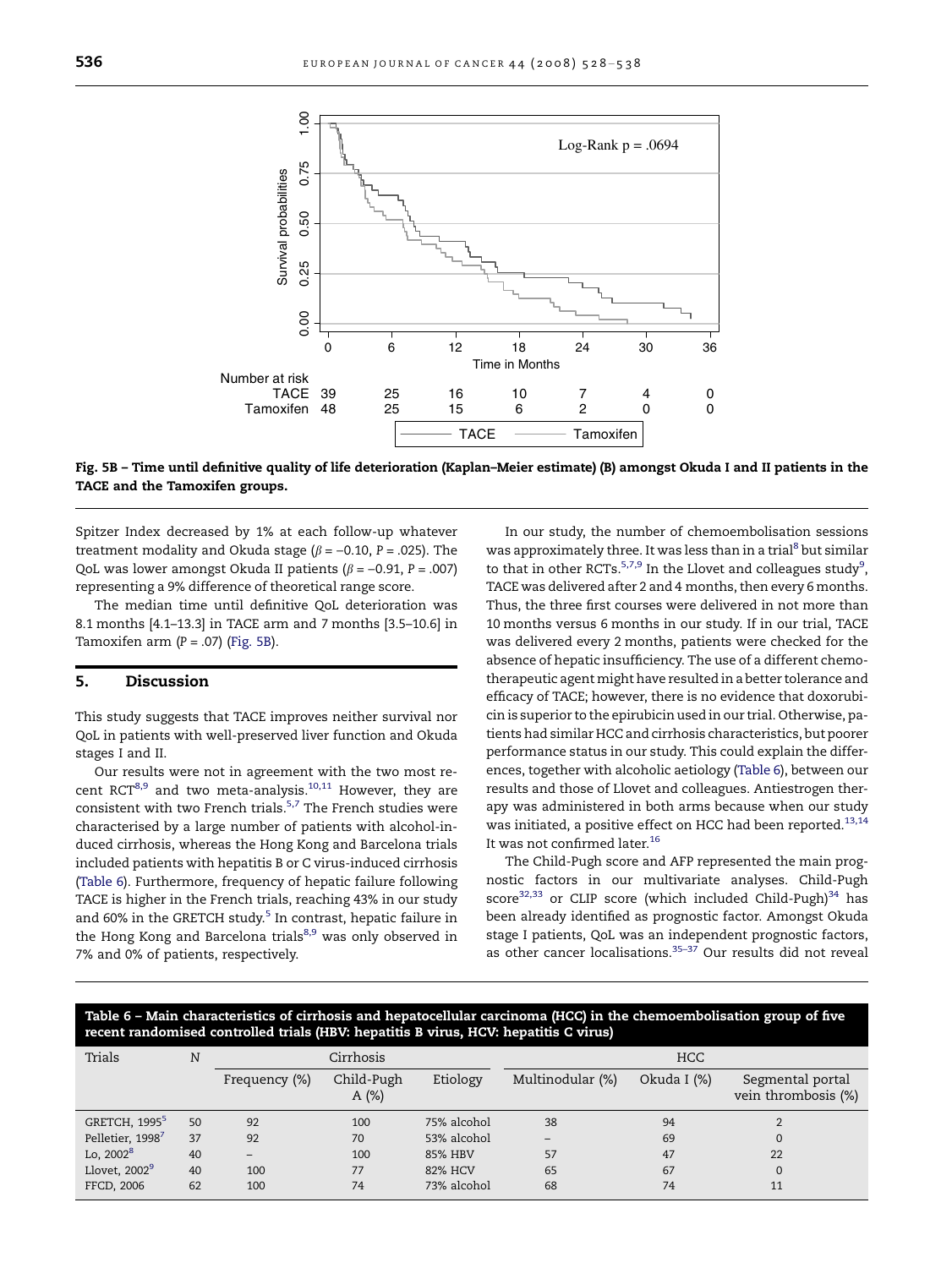Fig. 5B – Time until definitive quality of life deterioration (Kaplan–Meier estimate) (B) amongst Okuda I and II patients in the TACE and the Tamoxifen groups.

Spitzer Index decreased by 1% at each follow-up whatever treatment modality and Okuda stage ($\beta = -0.10$, $P = .025$). The QoL was lower amongst Okuda II patients ($\beta = -0.91$, $P = .007$) representing a 9% difference of theoretical range score.

The median time until definitive QoL deterioration was 8.1 months [4.1–13.3] in TACE arm and 7 months [3.5–10.6] in Tamoxifen arm ($P = .07$) (Fig. 5B).

## 5. Discussion

This study suggests that TACE improves neither survival nor QoL in patients with well-preserved liver function and Okuda stages I and II.

Our results were not in agreement with the two most recent RCT[8,9] and two meta-analysis.[10,11] However, they are consistent with two French trials.[5,7] The French studies were characterised by a large number of patients with alcohol-induced cirrhosis, whereas the Hong Kong and Barcelona trials included patients with hepatitis B or C virus-induced cirrhosis (Table 6). Furthermore, frequency of hepatic failure following TACE is higher in the French trials, reaching 43% in our study and 60% in the GRETCH study.[5] In contrast, hepatic failure in the Hong Kong and Barcelona trials[8,9] was only observed in 7% and 0% of patients, respectively.

In our study, the number of chemoembolisation sessions was approximately three. It was less than in a trial[8] but similar to that in other RCTs.[5,7,9] In the Llovet and colleagues study[9], TACE was delivered after 2 and 4 months, then every 6 months. Thus, the three first courses were delivered in not more than 10 months versus 6 months in our study. If in our trial, TACE was delivered every 2 months, patients were checked for the absence of hepatic insufficiency. The use of a different chemotherapeutic agent might have resulted in a better tolerance and efficacy of TACE; however, there is no evidence that doxorubicin is superior to the epirubicin used in our trial. Otherwise, patients had similar HCC and cirrhosis characteristics, but poorer performance status in our study. This could explain the differences, together with alcoholic aetiology (Table 6), between our results and those of Llovet and colleagues. Antiestrogen therapy was administered in both arms because when our study was initiated, a positive effect on HCC had been reported.[13,14] It was not confirmed later.[16]

The Child-Pugh score and AFP represented the main prognostic factors in our multivariate analyses. Child-Pugh score[32,33] or CLIP score (which included Child-Pugh)[34] has been already identified as prognostic factor. Amongst Okuda stage I patients, QoL was an independent prognostic factors, as other cancer localisations.[35–37] Our results did not reveal

**Table 6 – Main characteristics of cirrhosis and hepatocellular carcinoma (HCC) in the chemoembolisation group of five recent randomised controlled trials (HBV: hepatitis B virus, HCV: hepatitis C virus)**

| Trials | N | Cirrhosis | | | HCC | | |
|---|---|---|---|---|---|---|---|
| | | Frequency (%) | Child-Pugh A (%) | Etiology | Multinodular (%) | Okuda I (%) | Segmental portal vein thrombosis (%) |
| GRETCH, 1995[5] | 50 | 92 | 100 | 75% alcohol | 38 | 94 | 2 |
| Pelletier, 1998[7] | 37 | 92 | 70 | 53% alcohol | – | 69 | 0 |
| Lo, 2002[8] | 40 | – | 100 | 85% HBV | 57 | 47 | 22 |
| Llovet, 2002[9] | 40 | 100 | 77 | 82% HCV | 65 | 67 | 0 |
| FFCD, 2006 | 62 | 100 | 74 | 73% alcohol | 68 | 74 | 11 |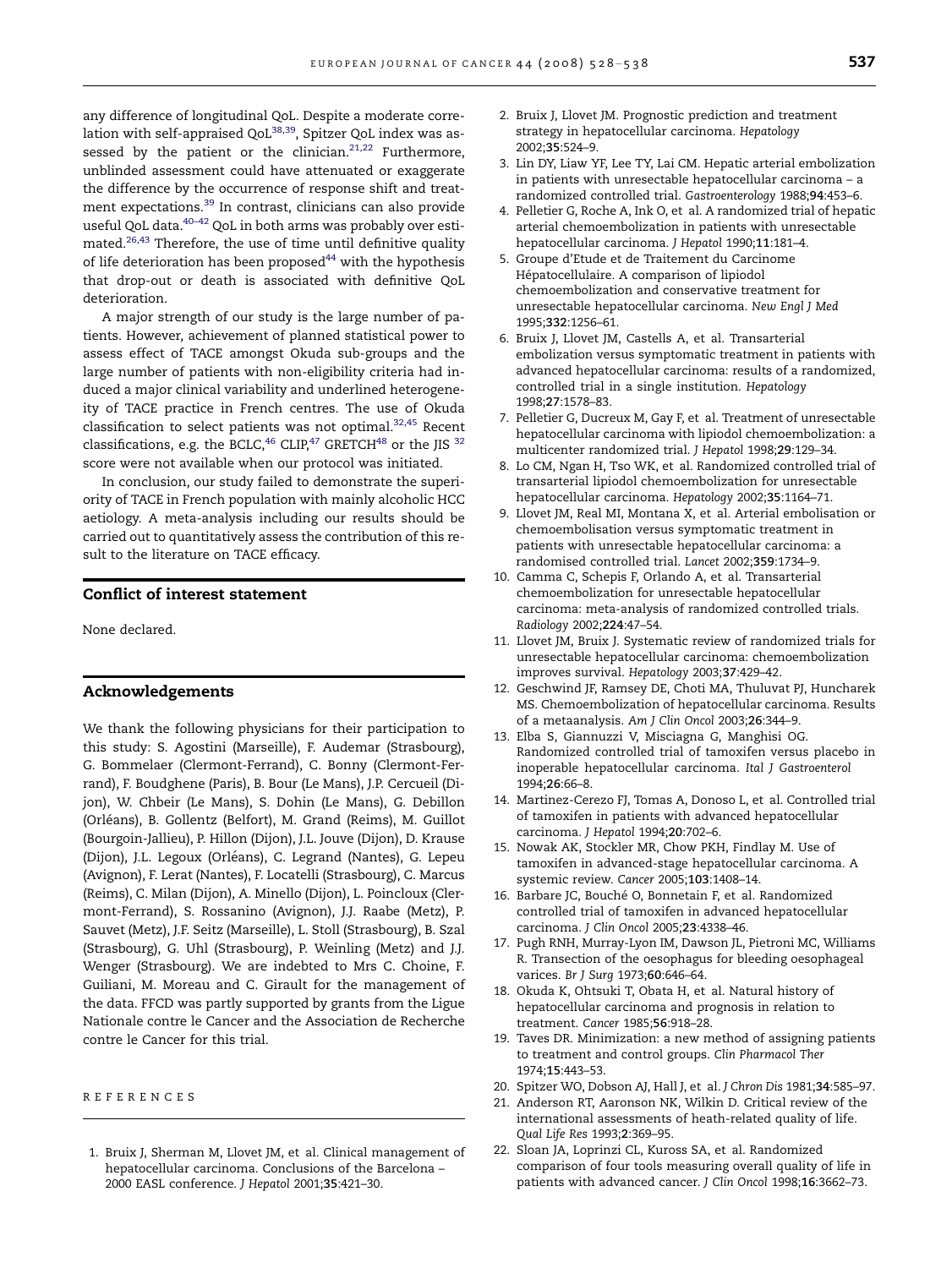any difference of longitudinal QoL. Despite a moderate correlation with self-appraised QoL[38,39], Spitzer QoL index was assessed by the patient or the clinician.[21,22] Furthermore, unblinded assessment could have attenuated or exaggerate the difference by the occurrence of response shift and treatment expectations.[39] In contrast, clinicians can also provide useful QoL data.[40–42] QoL in both arms was probably over estimated.[26,43] Therefore, the use of time until definitive quality of life deterioration has been proposed[44] with the hypothesis that drop-out or death is associated with definitive QoL deterioration.

A major strength of our study is the large number of patients. However, achievement of planned statistical power to assess effect of TACE amongst Okuda sub-groups and the large number of patients with non-eligibility criteria had induced a major clinical variability and underlined heterogeneity of TACE practice in French centres. The use of Okuda classification to select patients was not optimal.[32,45] Recent classifications, e.g. the BCLC,[46] CLIP,[47] GRETCH[48] or the JIS [32] score were not available when our protocol was initiated.

In conclusion, our study failed to demonstrate the superiority of TACE in French population with mainly alcoholic HCC aetiology. A meta-analysis including our results should be carried out to quantitatively assess the contribution of this result to the literature on TACE efficacy.

## Conflict of interest statement

None declared.

## Acknowledgements

We thank the following physicians for their participation to this study: S. Agostini (Marseille), F. Audemar (Strasbourg), G. Bommelaer (Clermont-Ferrand), C. Bonny (Clermont-Ferrand), F. Boudghene (Paris), B. Bour (Le Mans), J.P. Cercueil (Dijon), W. Chbeir (Le Mans), S. Dohin (Le Mans), G. Debillon (Orléans), B. Gollentz (Belfort), M. Grand (Reims), M. Guillot (Bourgoin-Jallieu), P. Hillon (Dijon), J.L. Jouve (Dijon), D. Krause (Dijon), J.L. Legoux (Orléans), C. Legrand (Nantes), G. Lepeu (Avignon), F. Lerat (Nantes), F. Locatelli (Strasbourg), C. Marcus (Reims), C. Milan (Dijon), A. Minello (Dijon), L. Poincloux (Clermont-Ferrand), S. Rossanino (Avignon), J.J. Raabe (Metz), P. Sauvet (Metz), J.F. Seitz (Marseille), L. Stoll (Strasbourg), B. Szal (Strasbourg), G. Uhl (Strasbourg), P. Weinling (Metz) and J.J. Wenger (Strasbourg). We are indebted to Mrs C. Choine, F. Guiliani, M. Moreau and C. Girault for the management of the data. FFCD was partly supported by grants from the Ligue Nationale contre le Cancer and the Association de Recherche contre le Cancer for this trial.

## REFERENCES

1. Bruix J, Sherman M, Llovet JM, et al. Clinical management of hepatocellular carcinoma. Conclusions of the Barcelona – 2000 EASL conference. *J Hepatol* 2001;**35**:421–30.
2. Bruix J, Llovet JM. Prognostic prediction and treatment strategy in hepatocellular carcinoma. *Hepatology* 2002;**35**:524–9.
3. Lin DY, Liaw YF, Lee TY, Lai CM. Hepatic arterial embolization in patients with unresectable hepatocellular carcinoma – a randomized controlled trial. *Gastroenterology* 1988;**94**:453–6.
4. Pelletier G, Roche A, Ink O, et al. A randomized trial of hepatic arterial chemoembolization in patients with unresectable hepatocellular carcinoma. *J Hepatol* 1990;**11**:181–4.
5. Groupe d'Etude et de Traitement du Carcinome Hépatocellulaire. A comparison of lipiodol chemoembolization and conservative treatment for unresectable hepatocellular carcinoma. *New Engl J Med* 1995;**332**:1256–61.
6. Bruix J, Llovet JM, Castells A, et al. Transarterial embolization versus symptomatic treatment in patients with advanced hepatocellular carcinoma: results of a randomized, controlled trial in a single institution. *Hepatology* 1998;**27**:1578–83.
7. Pelletier G, Ducreux M, Gay F, et al. Treatment of unresectable hepatocellular carcinoma with lipiodol chemoembolization: a multicenter randomized trial. *J Hepatol* 1998;**29**:129–34.
8. Lo CM, Ngan H, Tso WK, et al. Randomized controlled trial of transarterial lipiodol chemoembolization for unresectable hepatocellular carcinoma. *Hepatology* 2002;**35**:1164–71.
9. Llovet JM, Real MI, Montana X, et al. Arterial embolisation or chemoembolisation versus symptomatic treatment in patients with unresectable hepatocellular carcinoma: a randomised controlled trial. *Lancet* 2002;**359**:1734–9.
10. Camma C, Schepis F, Orlando A, et al. Transarterial chemoembolization for unresectable hepatocellular carcinoma: meta-analysis of randomized controlled trials. *Radiology* 2002;**224**:47–54.
11. Llovet JM, Bruix J. Systematic review of randomized trials for unresectable hepatocellular carcinoma: chemoembolization improves survival. *Hepatology* 2003;**37**:429–42.
12. Geschwind JF, Ramsey DE, Choti MA, Thuluvat PJ, Huncharek MS. Chemoembolization of hepatocellular carcinoma. Results of a metaanalysis. *Am J Clin Oncol* 2003;**26**:344–9.
13. Elba S, Giannuzzi V, Misciagna G, Manghisi OG. Randomized controlled trial of tamoxifen versus placebo in inoperable hepatocellular carcinoma. *Ital J Gastroenterol* 1994;**26**:66–8.
14. Martinez-Cerezo FJ, Tomas A, Donoso L, et al. Controlled trial of tamoxifen in patients with advanced hepatocellular carcinoma. *J Hepatol* 1994;**20**:702–6.
15. Nowak AK, Stockler MR, Chow PKH, Findlay M. Use of tamoxifen in advanced-stage hepatocellular carcinoma. A systemic review. *Cancer* 2005;**103**:1408–14.
16. Barbare JC, Bouché O, Bonnetain F, et al. Randomized controlled trial of tamoxifen in advanced hepatocellular carcinoma. *J Clin Oncol* 2005;**23**:4338–46.
17. Pugh RNH, Murray-Lyon IM, Dawson JL, Pietroni MC, Williams R. Transection of the oesophagus for bleeding oesophageal varices. *Br J Surg* 1973;**60**:646–64.
18. Okuda K, Ohtsuki T, Obata H, et al. Natural history of hepatocellular carcinoma and prognosis in relation to treatment. *Cancer* 1985;**56**:918–28.
19. Taves DR. Minimization: a new method of assigning patients to treatment and control groups. *Clin Pharmacol Ther* 1974;**15**:443–53.
20. Spitzer WO, Dobson AJ, Hall J, et al. *J Chron Dis* 1981;**34**:585–97.
21. Anderson RT, Aaronson NK, Wilkin D. Critical review of the international assessments of heath-related quality of life. *Qual Life Res* 1993;**2**:369–95.
22. Sloan JA, Loprinzi CL, Kuross SA, et al. Randomized comparison of four tools measuring overall quality of life in patients with advanced cancer. *J Clin Oncol* 1998;**16**:3662–73.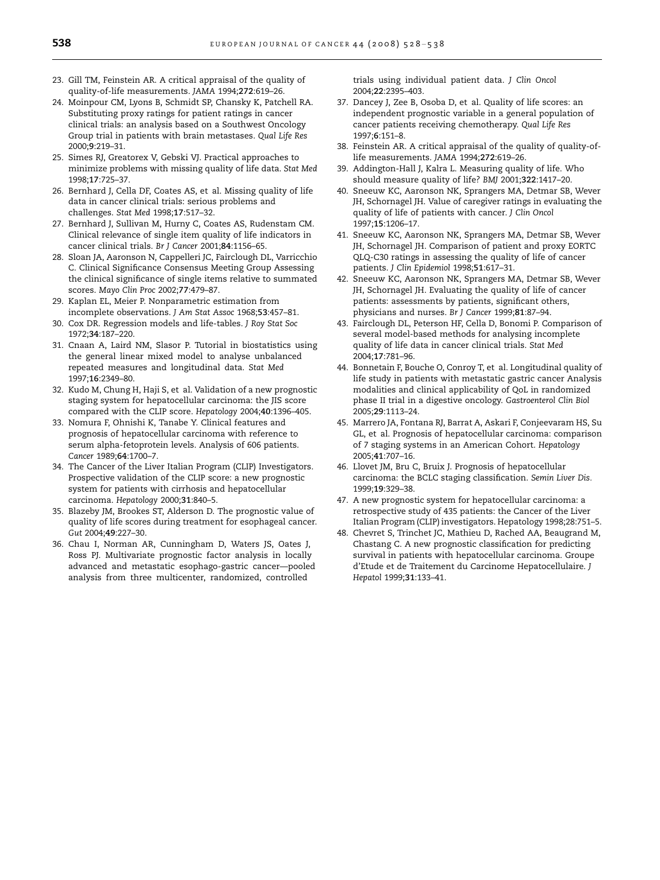23. Gill TM, Feinstein AR. A critical appraisal of the quality of quality-of-life measurements. *JAMA* 1994;**272**:619–26.
24. Moinpour CM, Lyons B, Schmidt SP, Chansky K, Patchell RA. Substituting proxy ratings for patient ratings in cancer clinical trials: an analysis based on a Southwest Oncology Group trial in patients with brain metastases. *Qual Life Res* 2000;**9**:219–31.
25. Simes RJ, Greatorex V, Gebski VJ. Practical approaches to minimize problems with missing quality of life data. *Stat Med* 1998;**17**:725–37.
26. Bernhard J, Cella DF, Coates AS, et al. Missing quality of life data in cancer clinical trials: serious problems and challenges. *Stat Med* 1998;**17**:517–32.
27. Bernhard J, Sullivan M, Hurny C, Coates AS, Rudenstam CM. Clinical relevance of single item quality of life indicators in cancer clinical trials. *Br J Cancer* 2001;**84**:1156–65.
28. Sloan JA, Aaronson N, Cappelleri JC, Fairclough DL, Varricchio C. Clinical Significance Consensus Meeting Group Assessing the clinical significance of single items relative to summated scores. *Mayo Clin Proc* 2002;**77**:479–87.
29. Kaplan EL, Meier P. Nonparametric estimation from incomplete observations. *J Am Stat Assoc* 1968;**53**:457–81.
30. Cox DR. Regression models and life-tables. *J Roy Stat Soc* 1972;**34**:187–220.
31. Cnaan A, Laird NM, Slasor P. Tutorial in biostatistics using the general linear mixed model to analyse unbalanced repeated measures and longitudinal data. *Stat Med* 1997;**16**:2349–80.
32. Kudo M, Chung H, Haji S, et al. Validation of a new prognostic staging system for hepatocellular carcinoma: the JIS score compared with the CLIP score. *Hepatology* 2004;**40**:1396–405.
33. Nomura F, Ohnishi K, Tanabe Y. Clinical features and prognosis of hepatocellular carcinoma with reference to serum alpha-fetoprotein levels. Analysis of 606 patients. *Cancer* 1989;**64**:1700–7.
34. The Cancer of the Liver Italian Program (CLIP) Investigators. Prospective validation of the CLIP score: a new prognostic system for patients with cirrhosis and hepatocellular carcinoma. *Hepatology* 2000;**31**:840–5.
35. Blazeby JM, Brookes ST, Alderson D. The prognostic value of quality of life scores during treatment for esophageal cancer. *Gut* 2004;**49**:227–30.
36. Chau I, Norman AR, Cunningham D, Waters JS, Oates J, Ross PJ. Multivariate prognostic factor analysis in locally advanced and metastatic esophago-gastric cancer—pooled analysis from three multicenter, randomized, controlled trials using individual patient data. *J Clin Oncol* 2004;**22**:2395–403.
37. Dancey J, Zee B, Osoba D, et al. Quality of life scores: an independent prognostic variable in a general population of cancer patients receiving chemotherapy. *Qual Life Res* 1997;**6**:151–8.
38. Feinstein AR. A critical appraisal of the quality of quality-of-life measurements. *JAMA* 1994;**272**:619–26.
39. Addington-Hall J, Kalra L. Measuring quality of life. Who should measure quality of life? *BMJ* 2001;**322**:1417–20.
40. Sneeuw KC, Aaronson NK, Sprangers MA, Detmar SB, Wever JH, Schornagel JH. Value of caregiver ratings in evaluating the quality of life of patients with cancer. *J Clin Oncol* 1997;**15**:1206–17.
41. Sneeuw KC, Aaronson NK, Sprangers MA, Detmar SB, Wever JH, Schornagel JH. Comparison of patient and proxy EORTC QLQ-C30 ratings in assessing the quality of life of cancer patients. *J Clin Epidemiol* 1998;**51**:617–31.
42. Sneeuw KC, Aaronson NK, Sprangers MA, Detmar SB, Wever JH, Schornagel JH. Evaluating the quality of life of cancer patients: assessments by patients, significant others, physicians and nurses. *Br J Cancer* 1999;**81**:87–94.
43. Fairclough DL, Peterson HF, Cella D, Bonomi P. Comparison of several model-based methods for analysing incomplete quality of life data in cancer clinical trials. *Stat Med* 2004;**17**:781–96.
44. Bonnetain F, Bouche O, Conroy T, et al. Longitudinal quality of life study in patients with metastatic gastric cancer Analysis modalities and clinical applicability of QoL in randomized phase II trial in a digestive oncology. *Gastroenterol Clin Biol* 2005;**29**:1113–24.
45. Marrero JA, Fontana RJ, Barrat A, Askari F, Conjeevaram HS, Su GL, et al. Prognosis of hepatocellular carcinoma: comparison of 7 staging systems in an American Cohort. *Hepatology* 2005;**41**:707–16.
46. Llovet JM, Bru C, Bruix J. Prognosis of hepatocellular carcinoma: the BCLC staging classification. *Semin Liver Dis.* 1999;**19**:329–38.
47. A new prognostic system for hepatocellular carcinoma: a retrospective study of 435 patients: the Cancer of the Liver Italian Program (CLIP) investigators. Hepatology 1998;28:751–5.
48. Chevret S, Trinchet JC, Mathieu D, Rached AA, Beaugrand M, Chastang C. A new prognostic classification for predicting survival in patients with hepatocellular carcinoma. Groupe d'Etude et de Traitement du Carcinome Hepatocellulaire. *J Hepatol* 1999;**31**:133–41.